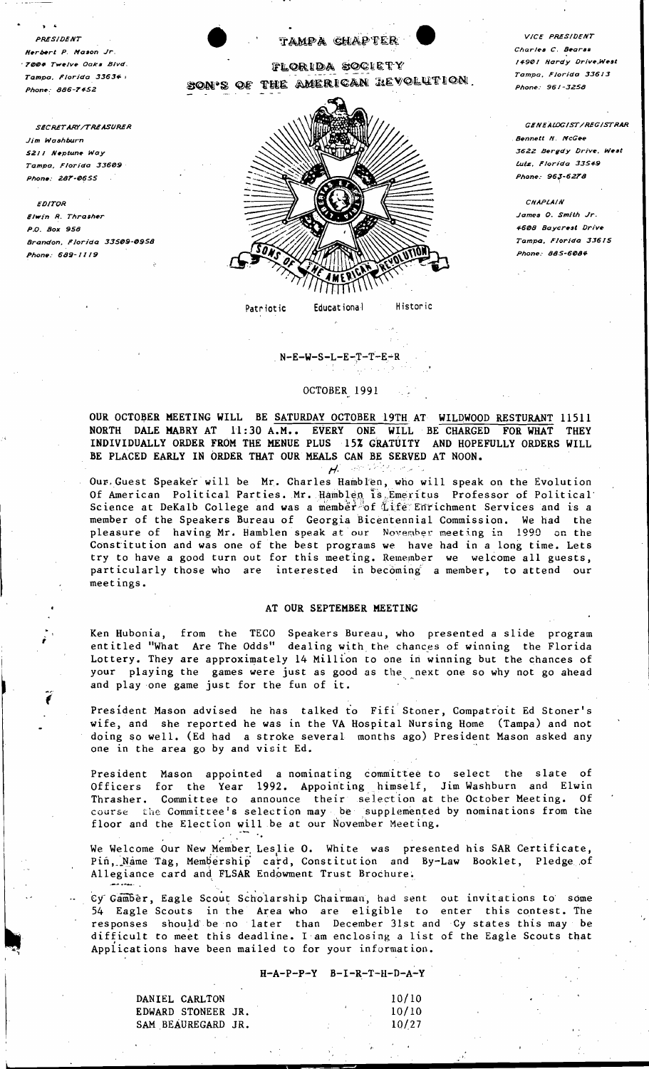PRESIDENT
Herbert P. Mason Jr.
7004 Twelve Oaks Blvd.
Tampa, Florida 33634
Phone: 886-7452

SECRETARY/TREASURER
Jim Washburn
5211 Neptune Way
Tampa, Florida 33609
Phone: 287-0655

EDITOR
Elwin R. Thrasher
P.O. Box 958
Brandon, Florida 33509-0958
Phone: 689-1119

# TAMPA CHAPTER

# FLORIDA SOCIETY

# SON'S OF THE AMERICAN REVOLUTION.

Patriotic Educational Historic

VICE PRESIDENT
Charles C. Bearss
14901 Hardy Drive,West
Tampa, Florida 33613
Phone: 961-3258

GENEALOGIST/REGISTRAR
Bennett H. McGee
3622 Bergdy Drive, West
Lutz, Florida 33549
Phone: 963-6278

CHAPLAIN
James O. Smith Jr.
4608 Baycrest Drive
Tampa, Florida 33615
Phone: 885-6084

## N-E-W-S-L-E-T-T-E-R

OCTOBER 1991

**OUR OCTOBER MEETING WILL BE SATURDAY OCTOBER 19TH AT WILDWOOD RESTURANT 11511 NORTH DALE MABRY AT 11:30 A.M.. EVERY ONE WILL BE CHARGED FOR WHAT THEY INDIVIDUALLY ORDER FROM THE MENUE PLUS 15% GRATUITY AND HOPEFULLY ORDERS WILL BE PLACED EARLY IN ORDER THAT OUR MEALS CAN BE SERVED AT NOON.**

Our Guest Speaker will be Mr. Charles Hamblen, who will speak on the Evolution Of American Political Parties. Mr. Hamblen is Emeritus Professor of Political Science at DeKalb College and was a member of Life Enrichment Services and is a member of the Speakers Bureau of Georgia Bicentennial Commission. We had the pleasure of having Mr. Hamblen speak at our November meeting in 1990 on the Constitution and was one of the best programs we have had in a long time. Lets try to have a good turn out for this meeting. Remember we welcome all guests, particularly those who are interested in becoming a member, to attend our meetings.

## AT OUR SEPTEMBER MEETING

Ken Hubonia, from the TECO Speakers Bureau, who presented a slide program entitled "What Are The Odds" dealing with the chances of winning the Florida Lottery. They are approximately 14 Million to one in winning but the chances of your playing the games were just as good as the next one so why not go ahead and play one game just for the fun of it.

President Mason advised he has talked to Fifi Stoner, Compatroit Ed Stoner's wife, and she reported he was in the VA Hospital Nursing Home (Tampa) and not doing so well. (Ed had a stroke several months ago) President Mason asked any one in the area go by and visit Ed.

President Mason appointed a nominating committee to select the slate of Officers for the Year 1992. Appointing himself, Jim Washburn and Elwin Thrasher. Committee to announce their selection at the October Meeting. Of course the Committee's selection may be supplemented by nominations from the floor and the Election will be at our November Meeting.

We Welcome Our New Member Leslie O. White was presented his SAR Certificate, Pin, Name Tag, Membership card, Constitution and By-Law Booklet, Pledge of Allegiance card and FLSAR Endowment Trust Brochure.

Cy Gamber, Eagle Scout Scholarship Chairman, had sent out invitations to some 54 Eagle Scouts in the Area who are eligible to enter this contest. The responses should be no later than December 31st and Cy states this may be difficult to meet this deadline. I am enclosing a list of the Eagle Scouts that Applications have been mailed to for your information.

## H-A-P-P-Y B-I-R-T-H-D-A-Y

| | |
|---|---|
| DANIEL CARLTON | 10/10 |
| EDWARD STONEER JR. | 10/10 |
| SAM BEAUREGARD JR. | 10/27 |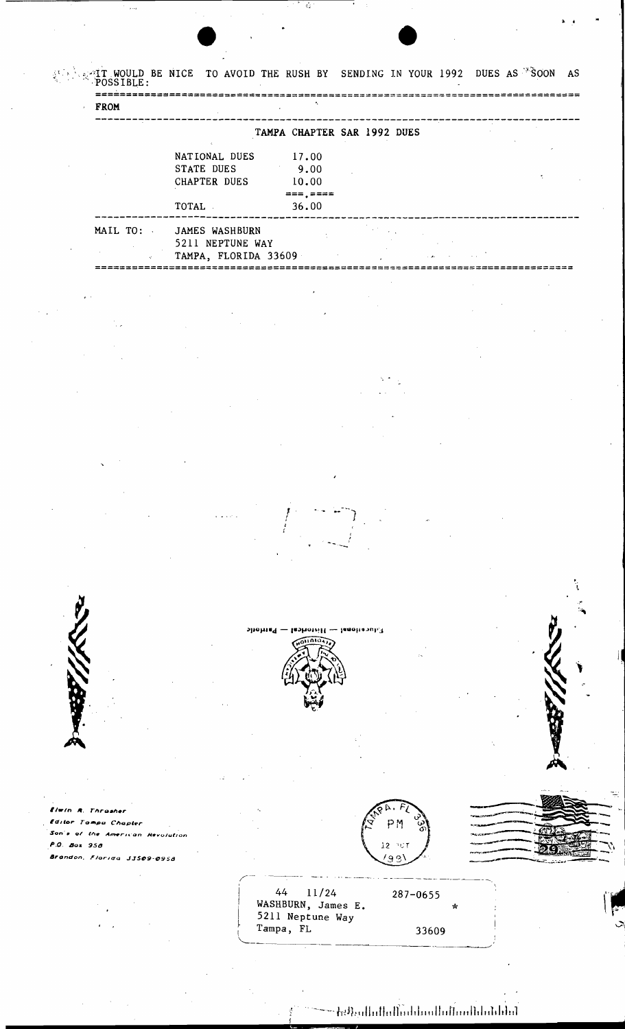IT WOULD BE NICE TO AVOID THE RUSH BY SENDING IN YOUR 1992 DUES AS SOON AS POSSIBLE:

FROM

TAMPA CHAPTER SAR 1992 DUES

| | |
|---|---|
| NATIONAL DUES | 17.00 |
| STATE DUES | 9.00 |
| CHAPTER DUES | 10.00 |
| TOTAL | 36.00 |

MAIL TO: JAMES WASHBURN
5211 NEPTUNE WAY
TAMPA, FLORIDA 33609

Fraternal — Historical — Patriotic

Elwin R. Thrasher
Editor Tampa Chapter
Son's of the American Revolution
P.O. Box 958
Brandon, Florida 33509-0958

TAMPA, FL 336
PM
12 OCT
1991

44 11/24 287-0655
WASHBURN, James E. *
5211 Neptune Way
Tampa, FL 33609